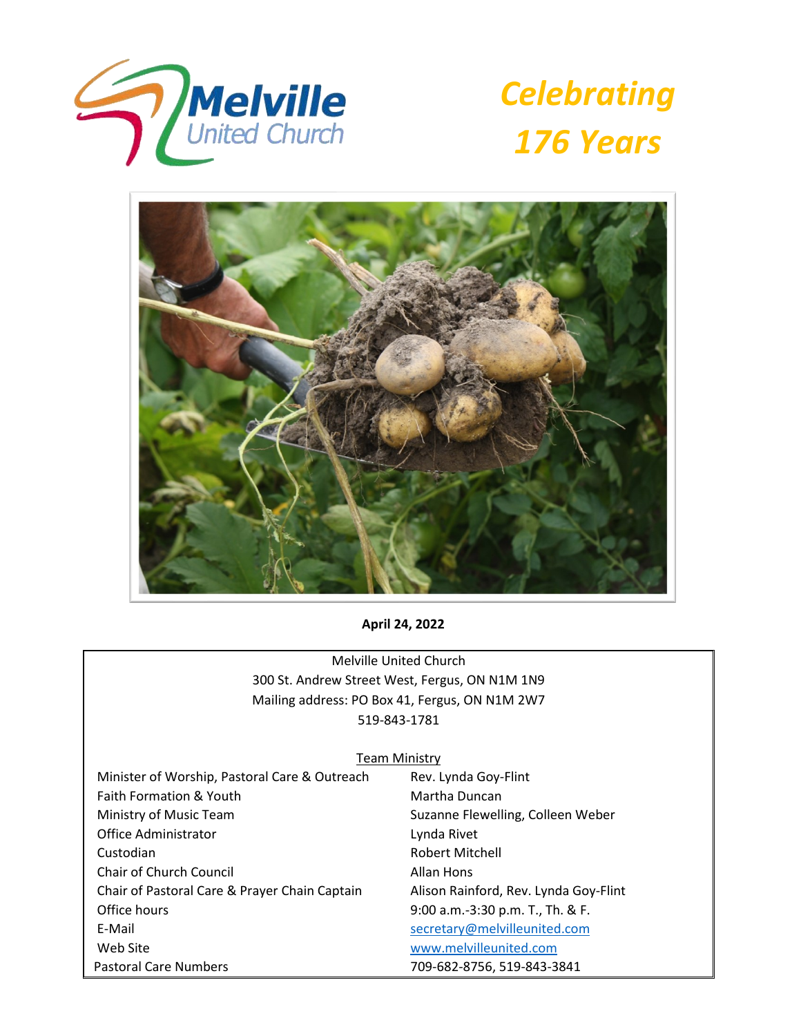# Melville United Church

## *Celebrating 176 Years*

**April 24, 2022**

Melville United Church
300 St. Andrew Street West, Fergus, ON N1M 1N9
Mailing address: PO Box 41, Fergus, ON N1M 2W7
519-843-1781

Team Ministry

| | |
|---|---|
| Minister of Worship, Pastoral Care & Outreach | Rev. Lynda Goy-Flint |
| Faith Formation & Youth | Martha Duncan |
| Ministry of Music Team | Suzanne Flewelling, Colleen Weber |
| Office Administrator | Lynda Rivet |
| Custodian | Robert Mitchell |
| Chair of Church Council | Allan Hons |
| Chair of Pastoral Care & Prayer Chain Captain | Alison Rainford, Rev. Lynda Goy-Flint |
| Office hours | 9:00 a.m.-3:30 p.m. T., Th. & F. |
| E-Mail | secretary@melvilleunited.com |
| Web Site | www.melvilleunited.com |
| Pastoral Care Numbers | 709-682-8756, 519-843-3841 |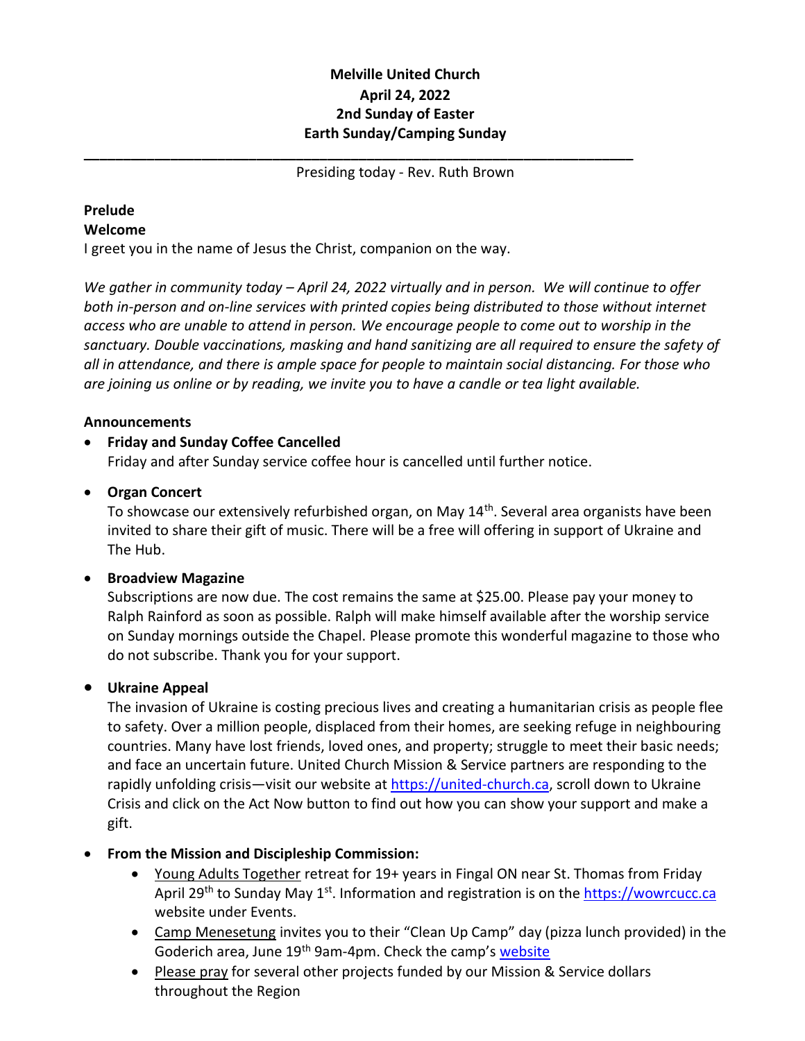**Melville United Church**
**April 24, 2022**
**2nd Sunday of Easter**
**Earth Sunday/Camping Sunday**

---

Presiding today - Rev. Ruth Brown

**Prelude**

**Welcome**

I greet you in the name of Jesus the Christ, companion on the way.

*We gather in community today – April 24, 2022 virtually and in person. We will continue to offer both in-person and on-line services with printed copies being distributed to those without internet access who are unable to attend in person. We encourage people to come out to worship in the sanctuary. Double vaccinations, masking and hand sanitizing are all required to ensure the safety of all in attendance, and there is ample space for people to maintain social distancing. For those who are joining us online or by reading, we invite you to have a candle or tea light available.*

**Announcements**

- **Friday and Sunday Coffee Cancelled**
  Friday and after Sunday service coffee hour is cancelled until further notice.
- **Organ Concert**
  To showcase our extensively refurbished organ, on May 14th. Several area organists have been invited to share their gift of music. There will be a free will offering in support of Ukraine and The Hub.
- **Broadview Magazine**
  Subscriptions are now due. The cost remains the same at $25.00. Please pay your money to Ralph Rainford as soon as possible. Ralph will make himself available after the worship service on Sunday mornings outside the Chapel. Please promote this wonderful magazine to those who do not subscribe. Thank you for your support.
- **Ukraine Appeal**
  The invasion of Ukraine is costing precious lives and creating a humanitarian crisis as people flee to safety. Over a million people, displaced from their homes, are seeking refuge in neighbouring countries. Many have lost friends, loved ones, and property; struggle to meet their basic needs; and face an uncertain future. United Church Mission & Service partners are responding to the rapidly unfolding crisis—visit our website at https://united-church.ca, scroll down to Ukraine Crisis and click on the Act Now button to find out how you can show your support and make a gift.
- **From the Mission and Discipleship Commission:**
  - Young Adults Together retreat for 19+ years in Fingal ON near St. Thomas from Friday April 29th to Sunday May 1st. Information and registration is on the https://wowrcucc.ca website under Events.
  - Camp Menesetung invites you to their "Clean Up Camp" day (pizza lunch provided) in the Goderich area, June 19th 9am-4pm. Check the camp's website
  - Please pray for several other projects funded by our Mission & Service dollars throughout the Region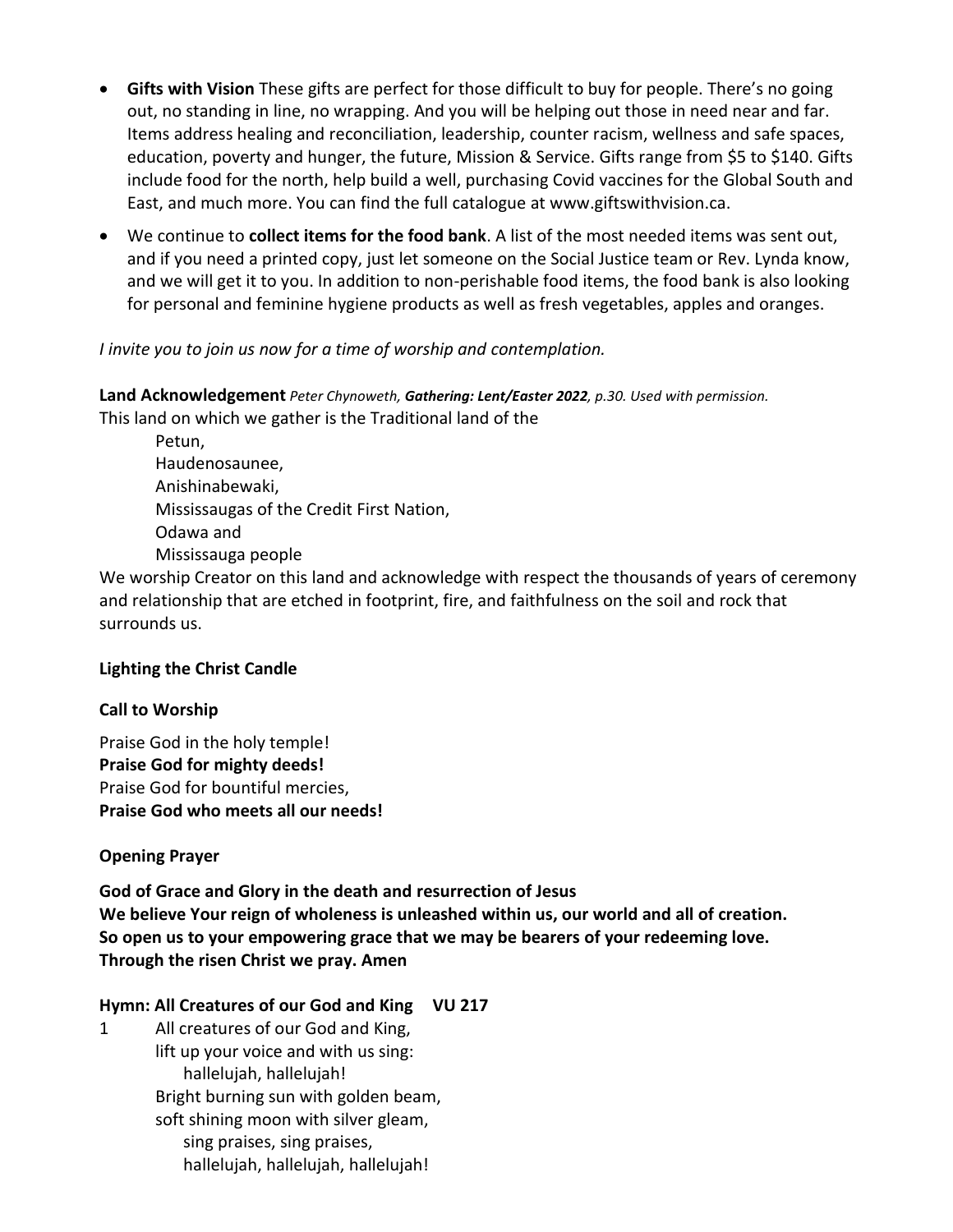- **Gifts with Vision** These gifts are perfect for those difficult to buy for people. There's no going out, no standing in line, no wrapping. And you will be helping out those in need near and far. Items address healing and reconciliation, leadership, counter racism, wellness and safe spaces, education, poverty and hunger, the future, Mission & Service. Gifts range from $5 to $140. Gifts include food for the north, help build a well, purchasing Covid vaccines for the Global South and East, and much more. You can find the full catalogue at www.giftswithvision.ca.
- We continue to **collect items for the food bank**. A list of the most needed items was sent out, and if you need a printed copy, just let someone on the Social Justice team or Rev. Lynda know, and we will get it to you. In addition to non-perishable food items, the food bank is also looking for personal and feminine hygiene products as well as fresh vegetables, apples and oranges.

*I invite you to join us now for a time of worship and contemplation.*

**Land Acknowledgement** *Peter Chynoweth, **Gathering: Lent/Easter 2022**, p.30. Used with permission.*

This land on which we gather is the Traditional land of the

Petun,
Haudenosaunee,
Anishinabewaki,
Mississaugas of the Credit First Nation,
Odawa and
Mississauga people

We worship Creator on this land and acknowledge with respect the thousands of years of ceremony and relationship that are etched in footprint, fire, and faithfulness on the soil and rock that surrounds us.

**Lighting the Christ Candle**

**Call to Worship**

Praise God in the holy temple!
**Praise God for mighty deeds!**
Praise God for bountiful mercies,
**Praise God who meets all our needs!**

**Opening Prayer**

**God of Grace and Glory in the death and resurrection of Jesus**
**We believe Your reign of wholeness is unleashed within us, our world and all of creation.**
**So open us to your empowering grace that we may be bearers of your redeeming love.**
**Through the risen Christ we pray. Amen**

**Hymn: All Creatures of our God and King VU 217**

1 All creatures of our God and King,
lift up your voice and with us sing:
hallelujah, hallelujah!
Bright burning sun with golden beam,
soft shining moon with silver gleam,
sing praises, sing praises,
hallelujah, hallelujah, hallelujah!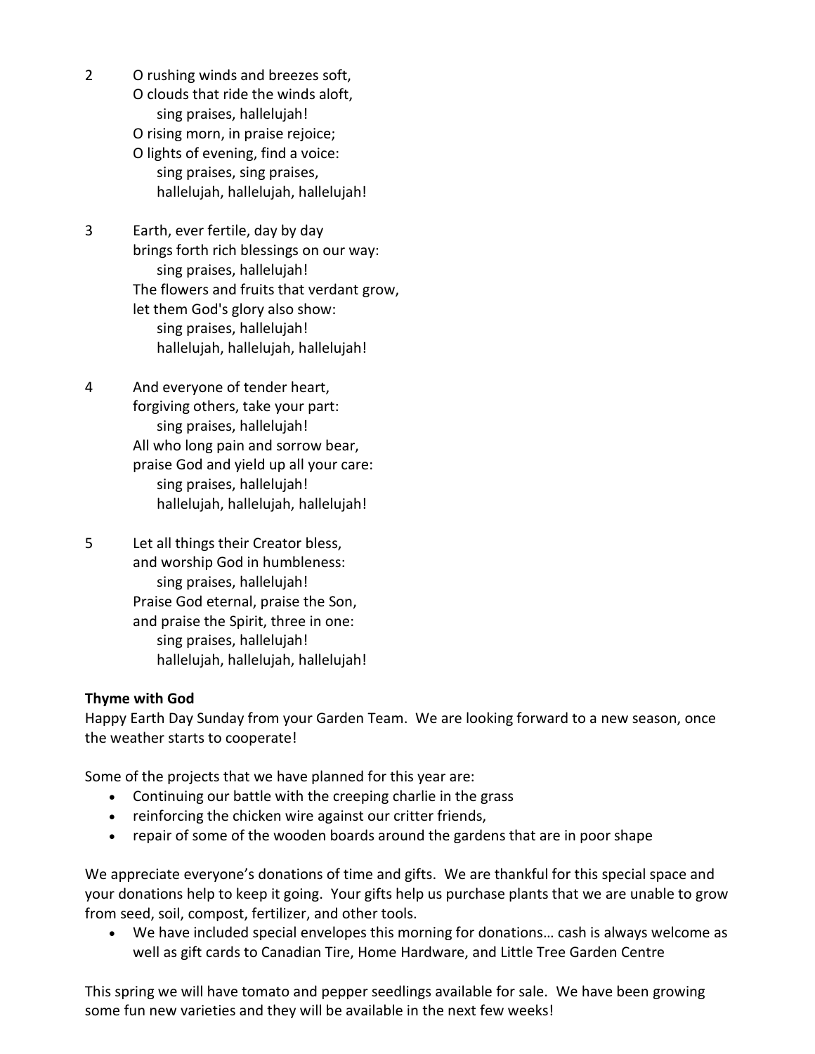2 O rushing winds and breezes soft,  
O clouds that ride the winds aloft,  
sing praises, hallelujah!  
O rising morn, in praise rejoice;  
O lights of evening, find a voice:  
sing praises, sing praises,  
hallelujah, hallelujah, hallelujah!

3 Earth, ever fertile, day by day  
brings forth rich blessings on our way:  
sing praises, hallelujah!  
The flowers and fruits that verdant grow,  
let them God's glory also show:  
sing praises, hallelujah!  
hallelujah, hallelujah, hallelujah!

4 And everyone of tender heart,  
forgiving others, take your part:  
sing praises, hallelujah!  
All who long pain and sorrow bear,  
praise God and yield up all your care:  
sing praises, hallelujah!  
hallelujah, hallelujah, hallelujah!

5 Let all things their Creator bless,  
and worship God in humbleness:  
sing praises, hallelujah!  
Praise God eternal, praise the Son,  
and praise the Spirit, three in one:  
sing praises, hallelujah!  
hallelujah, hallelujah, hallelujah!

**Thyme with God**

Happy Earth Day Sunday from your Garden Team. We are looking forward to a new season, once the weather starts to cooperate!

Some of the projects that we have planned for this year are:

- Continuing our battle with the creeping charlie in the grass
- reinforcing the chicken wire against our critter friends,
- repair of some of the wooden boards around the gardens that are in poor shape

We appreciate everyone's donations of time and gifts. We are thankful for this special space and your donations help to keep it going. Your gifts help us purchase plants that we are unable to grow from seed, soil, compost, fertilizer, and other tools.

- We have included special envelopes this morning for donations… cash is always welcome as well as gift cards to Canadian Tire, Home Hardware, and Little Tree Garden Centre

This spring we will have tomato and pepper seedlings available for sale. We have been growing some fun new varieties and they will be available in the next few weeks!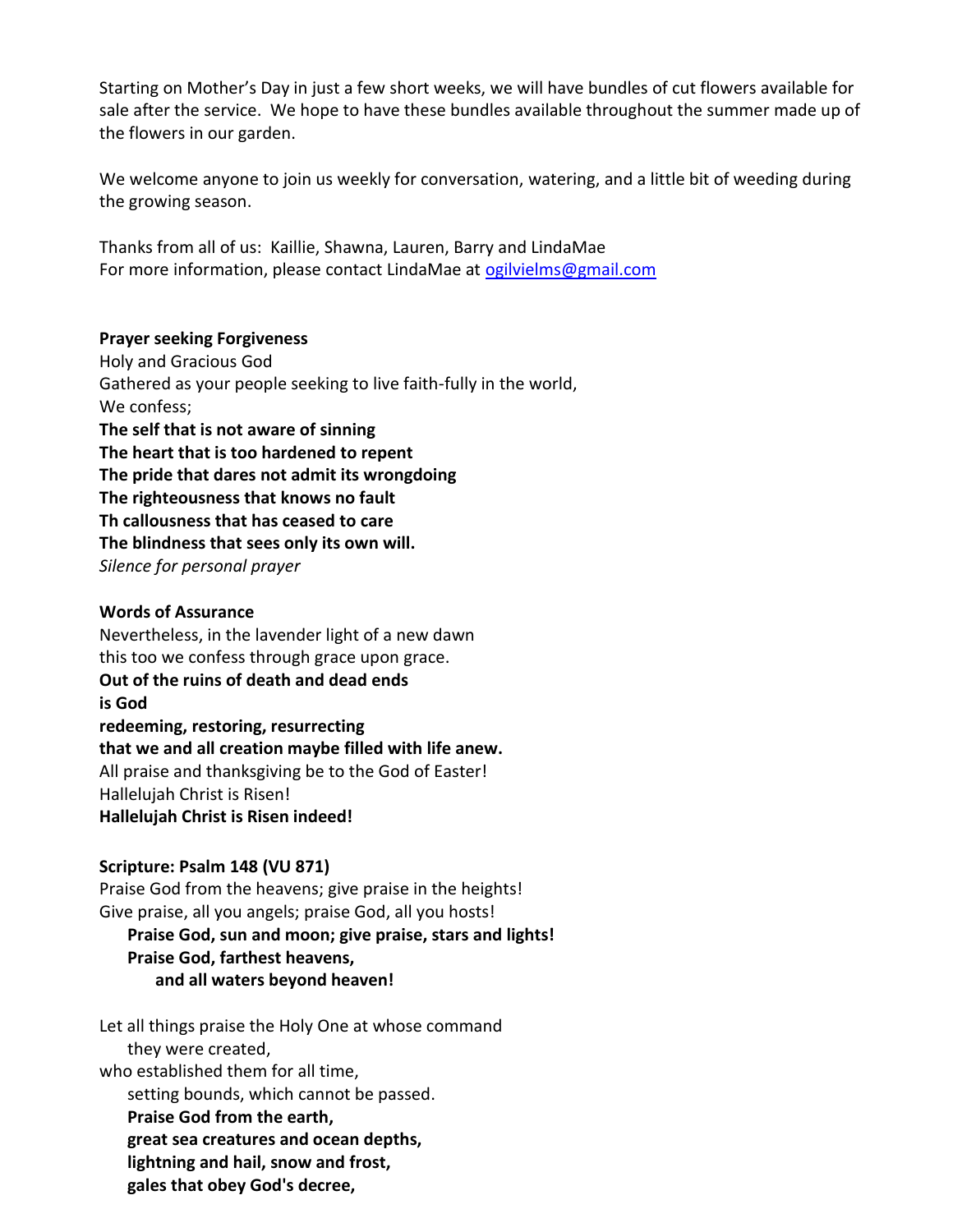Starting on Mother's Day in just a few short weeks, we will have bundles of cut flowers available for sale after the service. We hope to have these bundles available throughout the summer made up of the flowers in our garden.

We welcome anyone to join us weekly for conversation, watering, and a little bit of weeding during the growing season.

Thanks from all of us: Kaillie, Shawna, Lauren, Barry and LindaMae
For more information, please contact LindaMae at ogilvielms@gmail.com

**Prayer seeking Forgiveness**
Holy and Gracious God
Gathered as your people seeking to live faith-fully in the world,
We confess;
**The self that is not aware of sinning**
**The heart that is too hardened to repent**
**The pride that dares not admit its wrongdoing**
**The righteousness that knows no fault**
**Th callousness that has ceased to care**
**The blindness that sees only its own will.**
*Silence for personal prayer*

**Words of Assurance**
Nevertheless, in the lavender light of a new dawn
this too we confess through grace upon grace.
**Out of the ruins of death and dead ends**
**is God**
**redeeming, restoring, resurrecting**
**that we and all creation maybe filled with life anew.**
All praise and thanksgiving be to the God of Easter!
Hallelujah Christ is Risen!
**Hallelujah Christ is Risen indeed!**

**Scripture: Psalm 148 (VU 871)**
Praise God from the heavens; give praise in the heights!
Give praise, all you angels; praise God, all you hosts!
**Praise God, sun and moon; give praise, stars and lights!**
**Praise God, farthest heavens,**
**and all waters beyond heaven!**

Let all things praise the Holy One at whose command
they were created,
who established them for all time,
setting bounds, which cannot be passed.
**Praise God from the earth,**
**great sea creatures and ocean depths,**
**lightning and hail, snow and frost,**
**gales that obey God's decree,**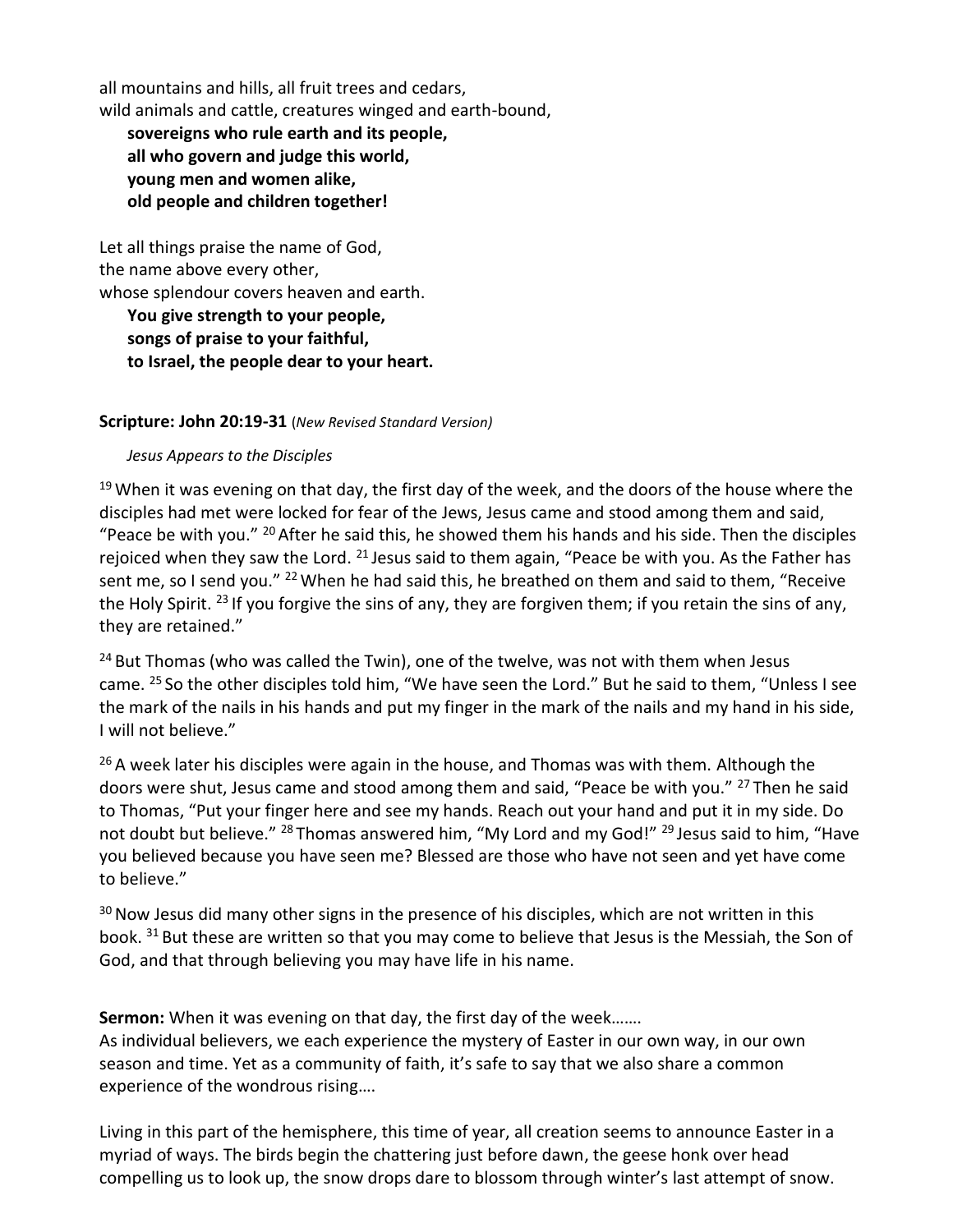all mountains and hills, all fruit trees and cedars,
wild animals and cattle, creatures winged and earth-bound,

**sovereigns who rule earth and its people,**
**all who govern and judge this world,**
**young men and women alike,**
**old people and children together!**

Let all things praise the name of God,
the name above every other,
whose splendour covers heaven and earth.

**You give strength to your people,**
**songs of praise to your faithful,**
**to Israel, the people dear to your heart.**

**Scripture: John 20:19-31** (*New Revised Standard Version)*

*Jesus Appears to the Disciples*

19 When it was evening on that day, the first day of the week, and the doors of the house where the disciples had met were locked for fear of the Jews, Jesus came and stood among them and said, "Peace be with you." 20 After he said this, he showed them his hands and his side. Then the disciples rejoiced when they saw the Lord. 21 Jesus said to them again, "Peace be with you. As the Father has sent me, so I send you." 22 When he had said this, he breathed on them and said to them, "Receive the Holy Spirit. 23 If you forgive the sins of any, they are forgiven them; if you retain the sins of any, they are retained."

24 But Thomas (who was called the Twin), one of the twelve, was not with them when Jesus came. 25 So the other disciples told him, "We have seen the Lord." But he said to them, "Unless I see the mark of the nails in his hands and put my finger in the mark of the nails and my hand in his side, I will not believe."

26 A week later his disciples were again in the house, and Thomas was with them. Although the doors were shut, Jesus came and stood among them and said, "Peace be with you." 27 Then he said to Thomas, "Put your finger here and see my hands. Reach out your hand and put it in my side. Do not doubt but believe." 28 Thomas answered him, "My Lord and my God!" 29 Jesus said to him, "Have you believed because you have seen me? Blessed are those who have not seen and yet have come to believe."

30 Now Jesus did many other signs in the presence of his disciples, which are not written in this book. 31 But these are written so that you may come to believe that Jesus is the Messiah, the Son of God, and that through believing you may have life in his name.

**Sermon:** When it was evening on that day, the first day of the week…….
As individual believers, we each experience the mystery of Easter in our own way, in our own season and time. Yet as a community of faith, it's safe to say that we also share a common experience of the wondrous rising….

Living in this part of the hemisphere, this time of year, all creation seems to announce Easter in a myriad of ways. The birds begin the chattering just before dawn, the geese honk over head compelling us to look up, the snow drops dare to blossom through winter's last attempt of snow.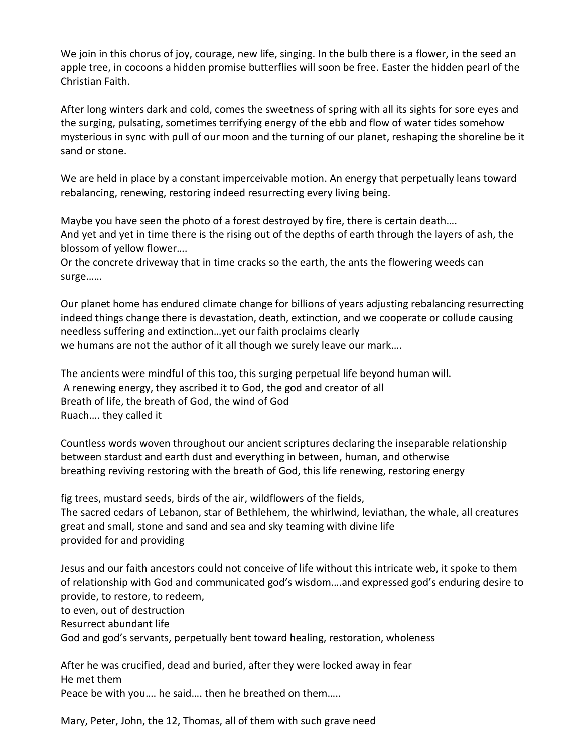We join in this chorus of joy, courage, new life, singing. In the bulb there is a flower, in the seed an apple tree, in cocoons a hidden promise butterflies will soon be free. Easter the hidden pearl of the Christian Faith.

After long winters dark and cold, comes the sweetness of spring with all its sights for sore eyes and the surging, pulsating, sometimes terrifying energy of the ebb and flow of water tides somehow mysterious in sync with pull of our moon and the turning of our planet, reshaping the shoreline be it sand or stone.

We are held in place by a constant imperceivable motion. An energy that perpetually leans toward rebalancing, renewing, restoring indeed resurrecting every living being.

Maybe you have seen the photo of a forest destroyed by fire, there is certain death….
And yet and yet in time there is the rising out of the depths of earth through the layers of ash, the blossom of yellow flower….
Or the concrete driveway that in time cracks so the earth, the ants the flowering weeds can surge……

Our planet home has endured climate change for billions of years adjusting rebalancing resurrecting indeed things change there is devastation, death, extinction, and we cooperate or collude causing needless suffering and extinction…yet our faith proclaims clearly
we humans are not the author of it all though we surely leave our mark….

The ancients were mindful of this too, this surging perpetual life beyond human will.
A renewing energy, they ascribed it to God, the god and creator of all
Breath of life, the breath of God, the wind of God
Ruach…. they called it

Countless words woven throughout our ancient scriptures declaring the inseparable relationship between stardust and earth dust and everything in between, human, and otherwise
breathing reviving restoring with the breath of God, this life renewing, restoring energy

fig trees, mustard seeds, birds of the air, wildflowers of the fields,
The sacred cedars of Lebanon, star of Bethlehem, the whirlwind, leviathan, the whale, all creatures great and small, stone and sand and sea and sky teaming with divine life
provided for and providing

Jesus and our faith ancestors could not conceive of life without this intricate web, it spoke to them of relationship with God and communicated god's wisdom….and expressed god's enduring desire to provide, to restore, to redeem,
to even, out of destruction
Resurrect abundant life
God and god's servants, perpetually bent toward healing, restoration, wholeness

After he was crucified, dead and buried, after they were locked away in fear
He met them
Peace be with you…. he said…. then he breathed on them…..

Mary, Peter, John, the 12, Thomas, all of them with such grave need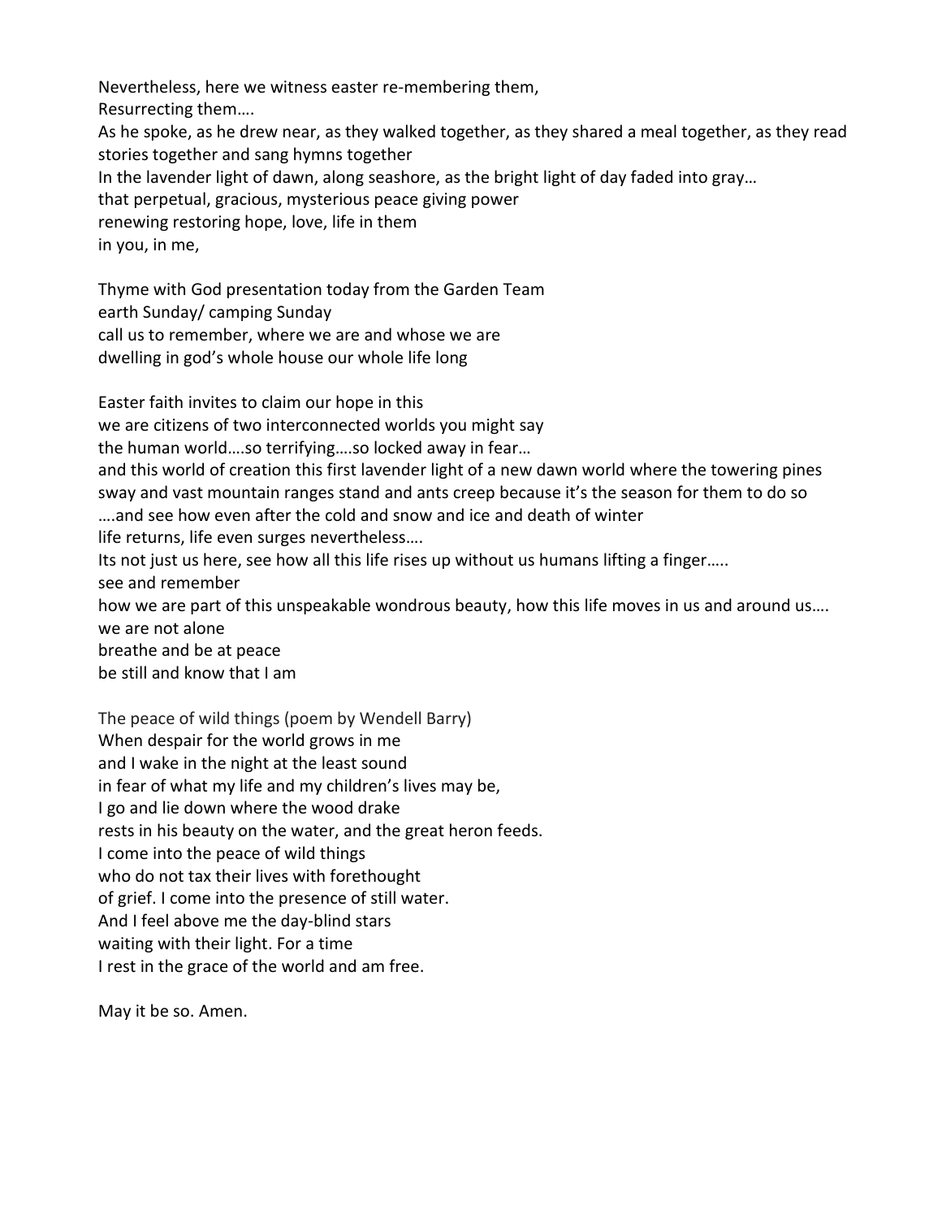Nevertheless, here we witness easter re-membering them,
Resurrecting them….
As he spoke, as he drew near, as they walked together, as they shared a meal together, as they read stories together and sang hymns together
In the lavender light of dawn, along seashore, as the bright light of day faded into gray…
that perpetual, gracious, mysterious peace giving power
renewing restoring hope, love, life in them
in you, in me,

Thyme with God presentation today from the Garden Team
earth Sunday/ camping Sunday
call us to remember, where we are and whose we are
dwelling in god's whole house our whole life long

Easter faith invites to claim our hope in this
we are citizens of two interconnected worlds you might say
the human world….so terrifying….so locked away in fear…
and this world of creation this first lavender light of a new dawn world where the towering pines sway and vast mountain ranges stand and ants creep because it's the season for them to do so
….and see how even after the cold and snow and ice and death of winter
life returns, life even surges nevertheless….
Its not just us here, see how all this life rises up without us humans lifting a finger…..
see and remember
how we are part of this unspeakable wondrous beauty, how this life moves in us and around us….
we are not alone
breathe and be at peace
be still and know that I am

The peace of wild things (poem by Wendell Barry)
When despair for the world grows in me
and I wake in the night at the least sound
in fear of what my life and my children's lives may be,
I go and lie down where the wood drake
rests in his beauty on the water, and the great heron feeds.
I come into the peace of wild things
who do not tax their lives with forethought
of grief. I come into the presence of still water.
And I feel above me the day-blind stars
waiting with their light. For a time
I rest in the grace of the world and am free.

May it be so. Amen.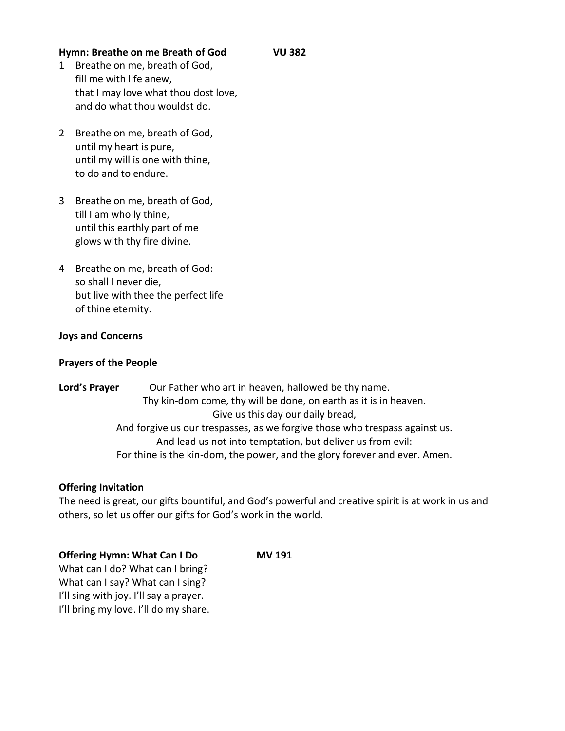**Hymn: Breathe on me Breath of God VU 382**

1 Breathe on me, breath of God,
fill me with life anew,
that I may love what thou dost love,
and do what thou wouldst do.

2 Breathe on me, breath of God,
until my heart is pure,
until my will is one with thine,
to do and to endure.

3 Breathe on me, breath of God,
till I am wholly thine,
until this earthly part of me
glows with thy fire divine.

4 Breathe on me, breath of God:
so shall I never die,
but live with thee the perfect life
of thine eternity.

**Joys and Concerns**

**Prayers of the People**

**Lord's Prayer** Our Father who art in heaven, hallowed be thy name.
Thy kin-dom come, thy will be done, on earth as it is in heaven.
Give us this day our daily bread,
And forgive us our trespasses, as we forgive those who trespass against us.
And lead us not into temptation, but deliver us from evil:
For thine is the kin-dom, the power, and the glory forever and ever. Amen.

**Offering Invitation**

The need is great, our gifts bountiful, and God's powerful and creative spirit is at work in us and others, so let us offer our gifts for God's work in the world.

**Offering Hymn: What Can I Do MV 191**

What can I do? What can I bring?
What can I say? What can I sing?
I'll sing with joy. I'll say a prayer.
I'll bring my love. I'll do my share.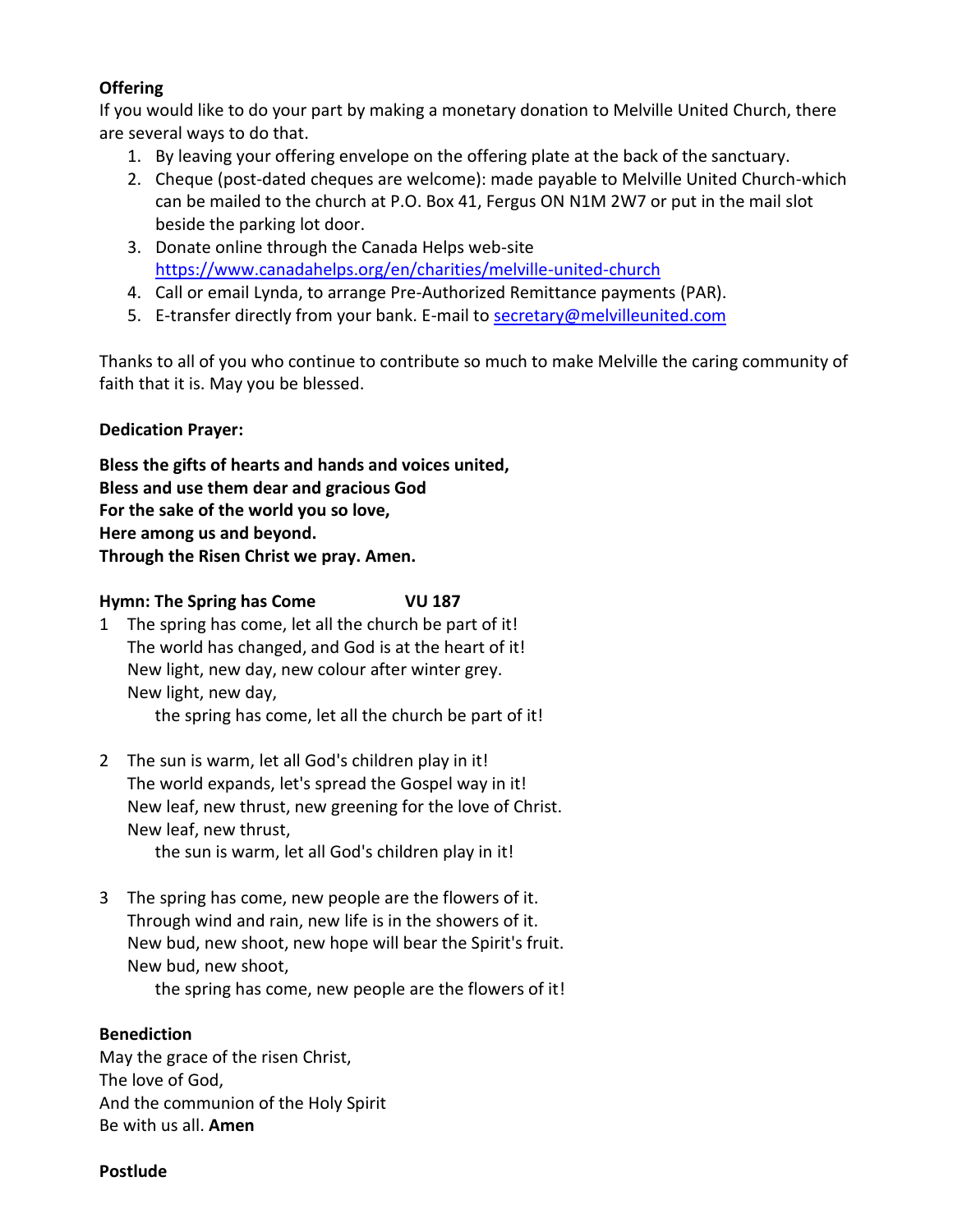**Offering**

If you would like to do your part by making a monetary donation to Melville United Church, there are several ways to do that.

1. By leaving your offering envelope on the offering plate at the back of the sanctuary.
2. Cheque (post-dated cheques are welcome): made payable to Melville United Church-which can be mailed to the church at P.O. Box 41, Fergus ON N1M 2W7 or put in the mail slot beside the parking lot door.
3. Donate online through the Canada Helps web-site https://www.canadahelps.org/en/charities/melville-united-church
4. Call or email Lynda, to arrange Pre-Authorized Remittance payments (PAR).
5. E-transfer directly from your bank. E-mail to secretary@melvilleunited.com

Thanks to all of you who continue to contribute so much to make Melville the caring community of faith that it is. May you be blessed.

**Dedication Prayer:**

**Bless the gifts of hearts and hands and voices united,**
**Bless and use them dear and gracious God**
**For the sake of the world you so love,**
**Here among us and beyond.**
**Through the Risen Christ we pray. Amen.**

**Hymn: The Spring has Come VU 187**

1 The spring has come, let all the church be part of it!
The world has changed, and God is at the heart of it!
New light, new day, new colour after winter grey.
New light, new day,
the spring has come, let all the church be part of it!

2 The sun is warm, let all God's children play in it!
The world expands, let's spread the Gospel way in it!
New leaf, new thrust, new greening for the love of Christ.
New leaf, new thrust,
the sun is warm, let all God's children play in it!

3 The spring has come, new people are the flowers of it.
Through wind and rain, new life is in the showers of it.
New bud, new shoot, new hope will bear the Spirit's fruit.
New bud, new shoot,
the spring has come, new people are the flowers of it!

**Benediction**

May the grace of the risen Christ,
The love of God,
And the communion of the Holy Spirit
Be with us all. **Amen**

**Postlude**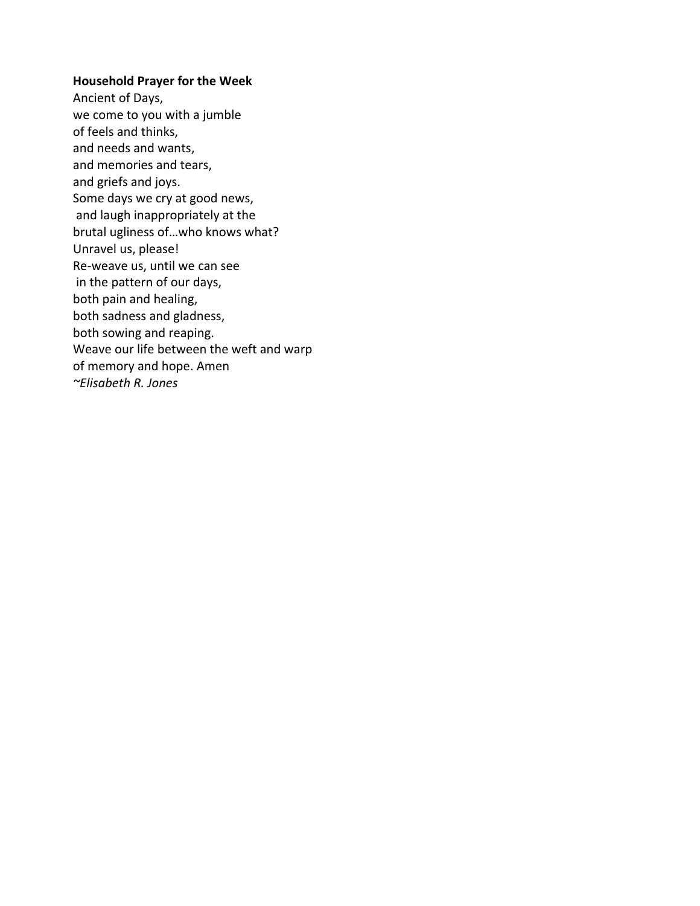**Household Prayer for the Week**

Ancient of Days,
we come to you with a jumble
of feels and thinks,
and needs and wants,
and memories and tears,
and griefs and joys.
Some days we cry at good news,
and laugh inappropriately at the
brutal ugliness of…who knows what?
Unravel us, please!
Re-weave us, until we can see
in the pattern of our days,
both pain and healing,
both sadness and gladness,
both sowing and reaping.
Weave our life between the weft and warp
of memory and hope. Amen
*~Elisabeth R. Jones*